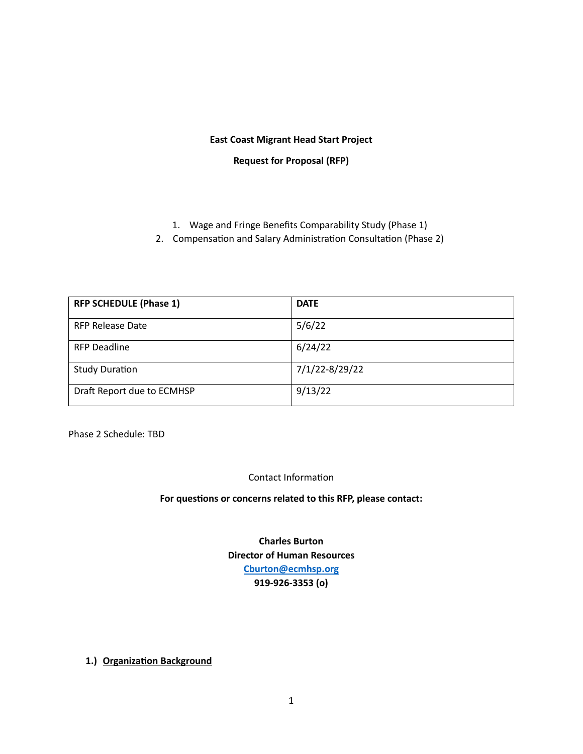**East Coast Migrant Head Start Project**

**Request for Proposal (RFP)**

1. Wage and Fringe Benefits Comparability Study (Phase 1)
2. Compensation and Salary Administration Consultation (Phase 2)

| RFP SCHEDULE (Phase 1) | DATE |
| --- | --- |
| RFP Release Date | 5/6/22 |
| RFP Deadline | 6/24/22 |
| Study Duration | 7/1/22-8/29/22 |
| Draft Report due to ECMHSP | 9/13/22 |

Phase 2 Schedule: TBD

Contact Information

**For questions or concerns related to this RFP, please contact:**

**Charles Burton**
**Director of Human Resources**
**Cburton@ecmhsp.org**
**919-926-3353 (o)**

## 1.) Organization Background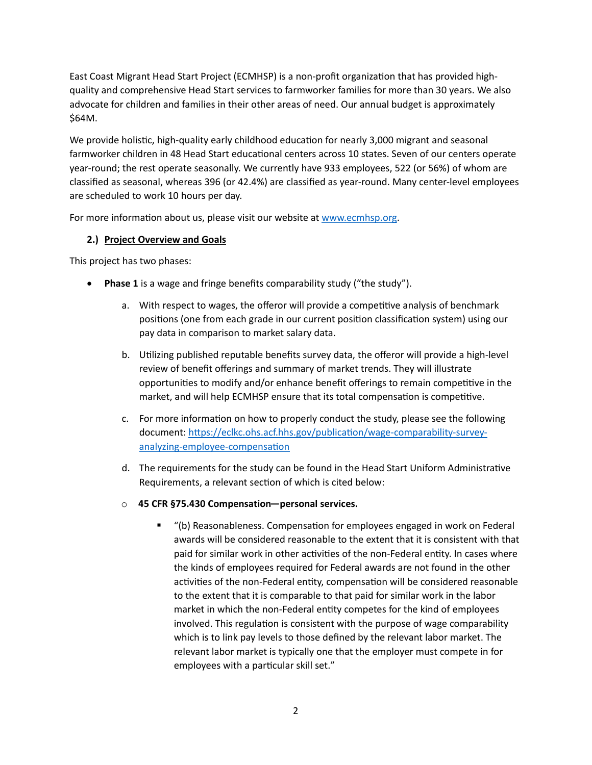East Coast Migrant Head Start Project (ECMHSP) is a non-profit organization that has provided high-quality and comprehensive Head Start services to farmworker families for more than 30 years. We also advocate for children and families in their other areas of need. Our annual budget is approximately $64M.

We provide holistic, high-quality early childhood education for nearly 3,000 migrant and seasonal farmworker children in 48 Head Start educational centers across 10 states. Seven of our centers operate year-round; the rest operate seasonally. We currently have 933 employees, 522 (or 56%) of whom are classified as seasonal, whereas 396 (or 42.4%) are classified as year-round. Many center-level employees are scheduled to work 10 hours per day.

For more information about us, please visit our website at [www.ecmhsp.org](http://www.ecmhsp.org).

### 2.) <u>Project Overview and Goals</u>

This project has two phases:

- **Phase 1** is a wage and fringe benefits comparability study ("the study").

  a. With respect to wages, the offeror will provide a competitive analysis of benchmark positions (one from each grade in our current position classification system) using our pay data in comparison to market salary data.

  b. Utilizing published reputable benefits survey data, the offeror will provide a high-level review of benefit offerings and summary of market trends. They will illustrate opportunities to modify and/or enhance benefit offerings to remain competitive in the market, and will help ECMHSP ensure that its total compensation is competitive.

  c. For more information on how to properly conduct the study, please see the following document: [https://eclkc.ohs.acf.hhs.gov/publication/wage-comparability-survey-analyzing-employee-compensation](https://eclkc.ohs.acf.hhs.gov/publication/wage-comparability-survey-analyzing-employee-compensation)

  d. The requirements for the study can be found in the Head Start Uniform Administrative Requirements, a relevant section of which is cited below:

  - **45 CFR §75.430 Compensation—personal services.**

    - "(b) Reasonableness. Compensation for employees engaged in work on Federal awards will be considered reasonable to the extent that it is consistent with that paid for similar work in other activities of the non-Federal entity. In cases where the kinds of employees required for Federal awards are not found in the other activities of the non-Federal entity, compensation will be considered reasonable to the extent that it is comparable to that paid for similar work in the labor market in which the non-Federal entity competes for the kind of employees involved. This regulation is consistent with the purpose of wage comparability which is to link pay levels to those defined by the relevant labor market. The relevant labor market is typically one that the employer must compete in for employees with a particular skill set."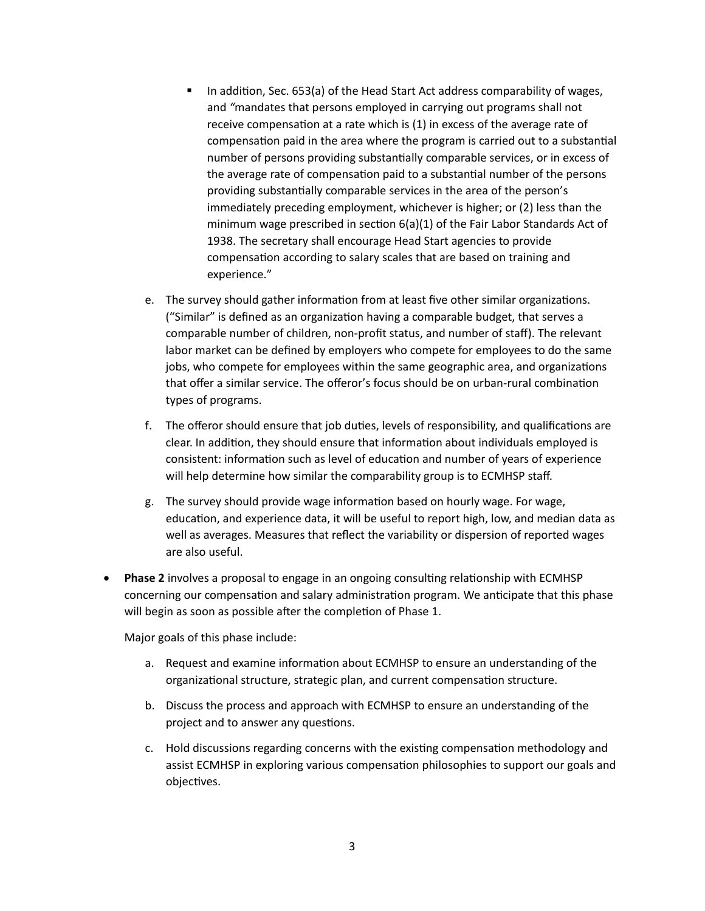- In addition, Sec. 653(a) of the Head Start Act address comparability of wages, and *"*mandates that persons employed in carrying out programs shall not receive compensation at a rate which is (1) in excess of the average rate of compensation paid in the area where the program is carried out to a substantial number of persons providing substantially comparable services, or in excess of the average rate of compensation paid to a substantial number of the persons providing substantially comparable services in the area of the person's immediately preceding employment, whichever is higher; or (2) less than the minimum wage prescribed in section 6(a)(1) of the Fair Labor Standards Act of 1938. The secretary shall encourage Head Start agencies to provide compensation according to salary scales that are based on training and experience."

e. The survey should gather information from at least five other similar organizations. ("Similar" is defined as an organization having a comparable budget, that serves a comparable number of children, non-profit status, and number of staff). The relevant labor market can be defined by employers who compete for employees to do the same jobs, who compete for employees within the same geographic area, and organizations that offer a similar service. The offeror's focus should be on urban-rural combination types of programs.

f. The offeror should ensure that job duties, levels of responsibility, and qualifications are clear. In addition, they should ensure that information about individuals employed is consistent: information such as level of education and number of years of experience will help determine how similar the comparability group is to ECMHSP staff.

g. The survey should provide wage information based on hourly wage. For wage, education, and experience data, it will be useful to report high, low, and median data as well as averages. Measures that reflect the variability or dispersion of reported wages are also useful.

- **Phase 2** involves a proposal to engage in an ongoing consulting relationship with ECMHSP concerning our compensation and salary administration program. We anticipate that this phase will begin as soon as possible after the completion of Phase 1.

  Major goals of this phase include:

  a. Request and examine information about ECMHSP to ensure an understanding of the organizational structure, strategic plan, and current compensation structure.

  b. Discuss the process and approach with ECMHSP to ensure an understanding of the project and to answer any questions.

  c. Hold discussions regarding concerns with the existing compensation methodology and assist ECMHSP in exploring various compensation philosophies to support our goals and objectives.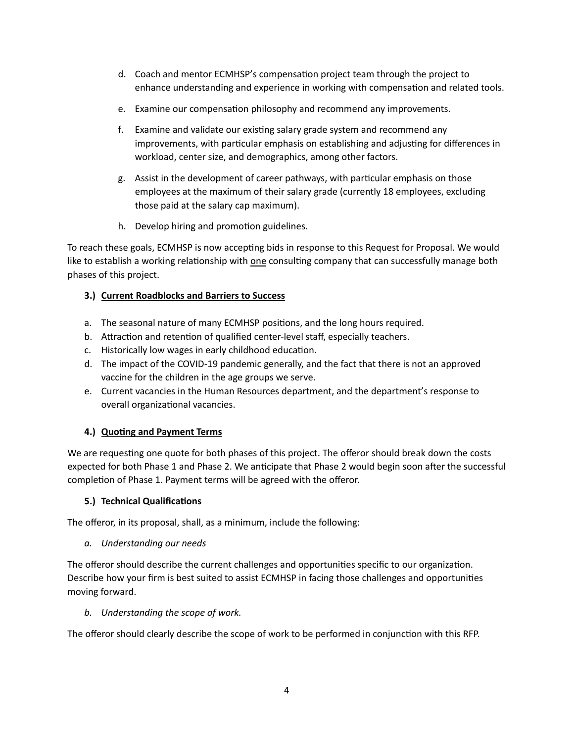d. Coach and mentor ECMHSP's compensation project team through the project to enhance understanding and experience in working with compensation and related tools.

e. Examine our compensation philosophy and recommend any improvements.

f. Examine and validate our existing salary grade system and recommend any improvements, with particular emphasis on establishing and adjusting for differences in workload, center size, and demographics, among other factors.

g. Assist in the development of career pathways, with particular emphasis on those employees at the maximum of their salary grade (currently 18 employees, excluding those paid at the salary cap maximum).

h. Develop hiring and promotion guidelines.

To reach these goals, ECMHSP is now accepting bids in response to this Request for Proposal. We would like to establish a working relationship with <u>one</u> consulting company that can successfully manage both phases of this project.

### 3.) <u>Current Roadblocks and Barriers to Success</u>

a. The seasonal nature of many ECMHSP positions, and the long hours required.
b. Attraction and retention of qualified center-level staff, especially teachers.
c. Historically low wages in early childhood education.
d. The impact of the COVID-19 pandemic generally, and the fact that there is not an approved vaccine for the children in the age groups we serve.
e. Current vacancies in the Human Resources department, and the department's response to overall organizational vacancies.

### 4.) <u>Quoting and Payment Terms</u>

We are requesting one quote for both phases of this project. The offeror should break down the costs expected for both Phase 1 and Phase 2. We anticipate that Phase 2 would begin soon after the successful completion of Phase 1. Payment terms will be agreed with the offeror.

### 5.) <u>Technical Qualifications</u>

The offeror, in its proposal, shall, as a minimum, include the following:

*a. Understanding our needs*

The offeror should describe the current challenges and opportunities specific to our organization. Describe how your firm is best suited to assist ECMHSP in facing those challenges and opportunities moving forward.

*b. Understanding the scope of work.*

The offeror should clearly describe the scope of work to be performed in conjunction with this RFP.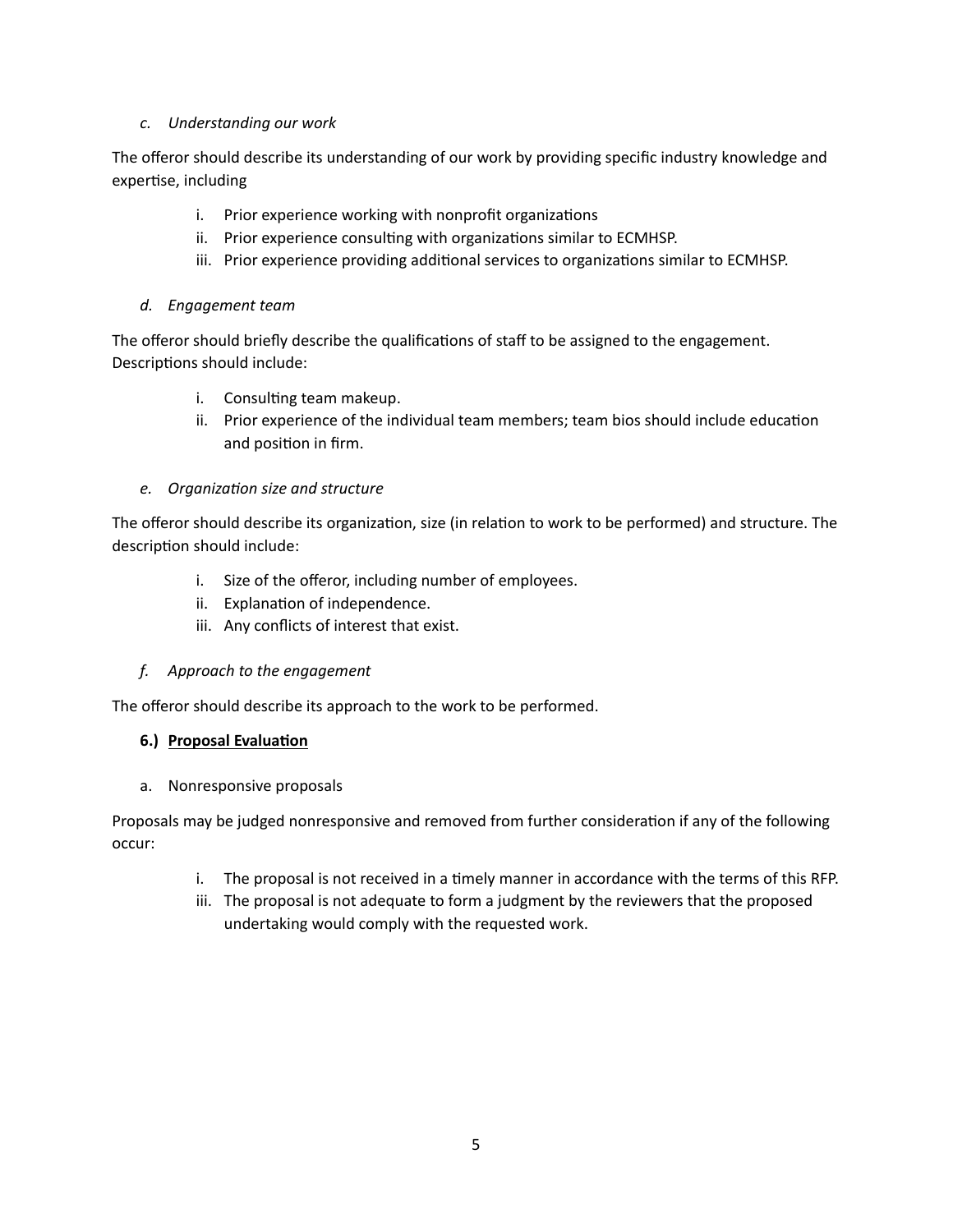*c. Understanding our work*

The offeror should describe its understanding of our work by providing specific industry knowledge and expertise, including

i. Prior experience working with nonprofit organizations
ii. Prior experience consulting with organizations similar to ECMHSP.
iii. Prior experience providing additional services to organizations similar to ECMHSP.

*d. Engagement team*

The offeror should briefly describe the qualifications of staff to be assigned to the engagement. Descriptions should include:

i. Consulting team makeup.
ii. Prior experience of the individual team members; team bios should include education and position in firm.

*e. Organization size and structure*

The offeror should describe its organization, size (in relation to work to be performed) and structure. The description should include:

i. Size of the offeror, including number of employees.
ii. Explanation of independence.
iii. Any conflicts of interest that exist.

*f. Approach to the engagement*

The offeror should describe its approach to the work to be performed.

**6.) <u>Proposal Evaluation</u>**

a. Nonresponsive proposals

Proposals may be judged nonresponsive and removed from further consideration if any of the following occur:

i. The proposal is not received in a timely manner in accordance with the terms of this RFP.
iii. The proposal is not adequate to form a judgment by the reviewers that the proposed undertaking would comply with the requested work.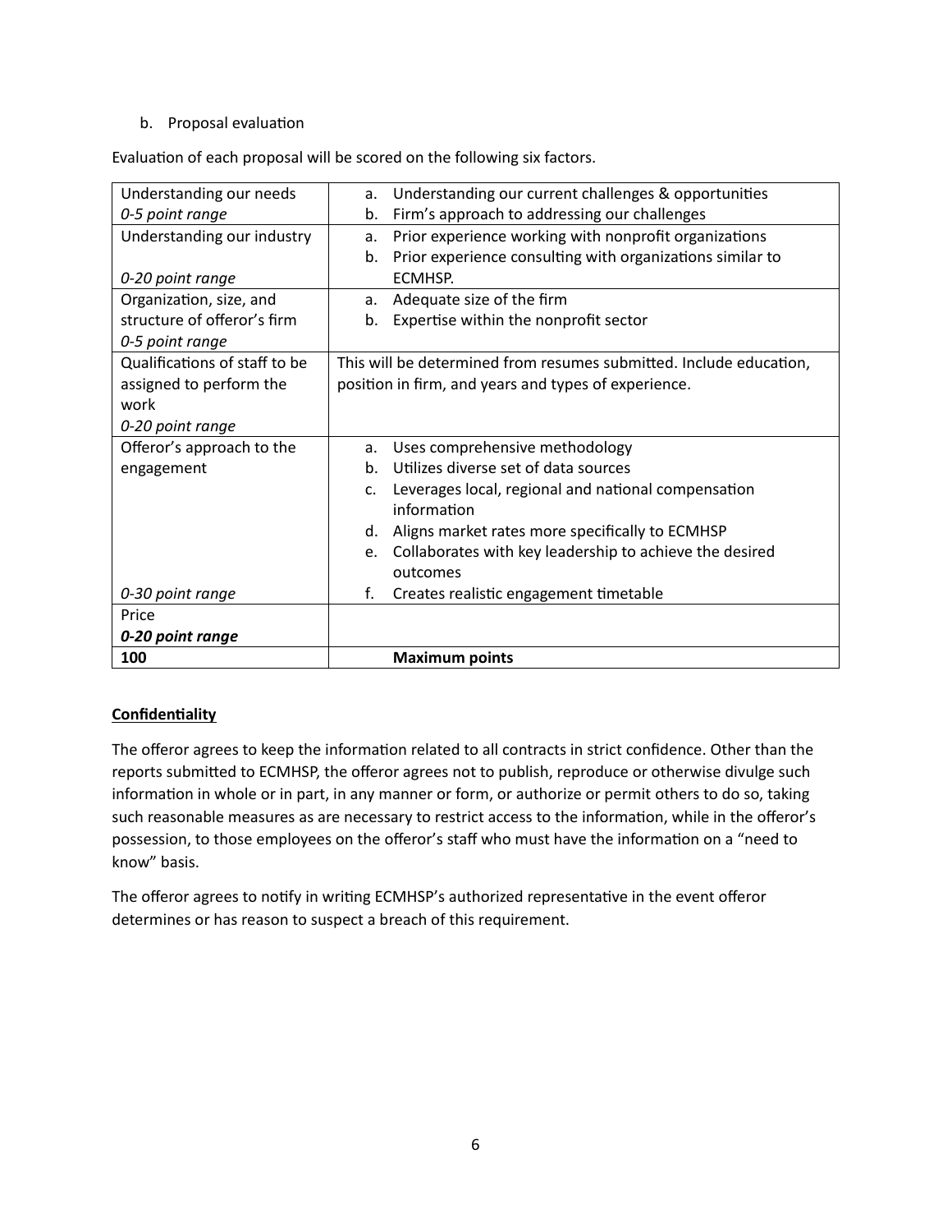b. Proposal evaluation

Evaluation of each proposal will be scored on the following six factors.

| | |
|---|---|
| Understanding our needs<br>*0-5 point range* | a. Understanding our current challenges & opportunities<br>b. Firm's approach to addressing our challenges |
| Understanding our industry<br><br>*0-20 point range* | a. Prior experience working with nonprofit organizations<br>b. Prior experience consulting with organizations similar to ECMHSP. |
| Organization, size, and structure of offeror's firm<br>*0-5 point range* | a. Adequate size of the firm<br>b. Expertise within the nonprofit sector |
| Qualifications of staff to be assigned to perform the work<br>*0-20 point range* | This will be determined from resumes submitted. Include education, position in firm, and years and types of experience. |
| Offeror's approach to the engagement<br><br>*0-30 point range* | a. Uses comprehensive methodology<br>b. Utilizes diverse set of data sources<br>c. Leverages local, regional and national compensation information<br>d. Aligns market rates more specifically to ECMHSP<br>e. Collaborates with key leadership to achieve the desired outcomes<br>f. Creates realistic engagement timetable |
| Price<br>***0-20 point range*** | |
| **100** | **Maximum points** |

**Confidentiality**

The offeror agrees to keep the information related to all contracts in strict confidence. Other than the reports submitted to ECMHSP, the offeror agrees not to publish, reproduce or otherwise divulge such information in whole or in part, in any manner or form, or authorize or permit others to do so, taking such reasonable measures as are necessary to restrict access to the information, while in the offeror's possession, to those employees on the offeror's staff who must have the information on a "need to know" basis.

The offeror agrees to notify in writing ECMHSP's authorized representative in the event offeror determines or has reason to suspect a breach of this requirement.